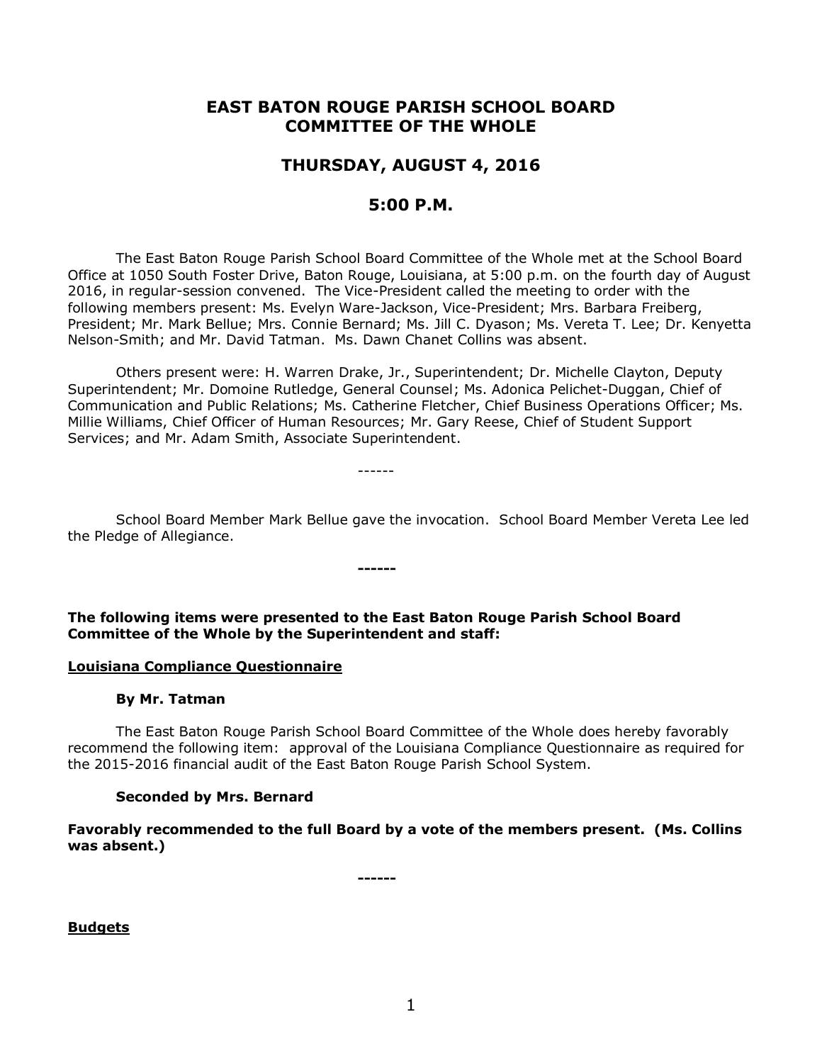# EAST BATON ROUGE PARISH SCHOOL BOARD
# COMMITTEE OF THE WHOLE

## THURSDAY, AUGUST 4, 2016

## 5:00 P.M.

The East Baton Rouge Parish School Board Committee of the Whole met at the School Board Office at 1050 South Foster Drive, Baton Rouge, Louisiana, at 5:00 p.m. on the fourth day of August 2016, in regular-session convened. The Vice-President called the meeting to order with the following members present: Ms. Evelyn Ware-Jackson, Vice-President; Mrs. Barbara Freiberg, President; Mr. Mark Bellue; Mrs. Connie Bernard; Ms. Jill C. Dyason; Ms. Vereta T. Lee; Dr. Kenyetta Nelson-Smith; and Mr. David Tatman. Ms. Dawn Chanet Collins was absent.

Others present were: H. Warren Drake, Jr., Superintendent; Dr. Michelle Clayton, Deputy Superintendent; Mr. Domoine Rutledge, General Counsel; Ms. Adonica Pelichet-Duggan, Chief of Communication and Public Relations; Ms. Catherine Fletcher, Chief Business Operations Officer; Ms. Millie Williams, Chief Officer of Human Resources; Mr. Gary Reese, Chief of Student Support Services; and Mr. Adam Smith, Associate Superintendent.

------

School Board Member Mark Bellue gave the invocation. School Board Member Vereta Lee led the Pledge of Allegiance.

**------**

**The following items were presented to the East Baton Rouge Parish School Board Committee of the Whole by the Superintendent and staff:**

**<u>Louisiana Compliance Questionnaire</u>**

**By Mr. Tatman**

The East Baton Rouge Parish School Board Committee of the Whole does hereby favorably recommend the following item: approval of the Louisiana Compliance Questionnaire as required for the 2015-2016 financial audit of the East Baton Rouge Parish School System.

**Seconded by Mrs. Bernard**

**Favorably recommended to the full Board by a vote of the members present. (Ms. Collins was absent.)**

**------**

**<u>Budgets</u>**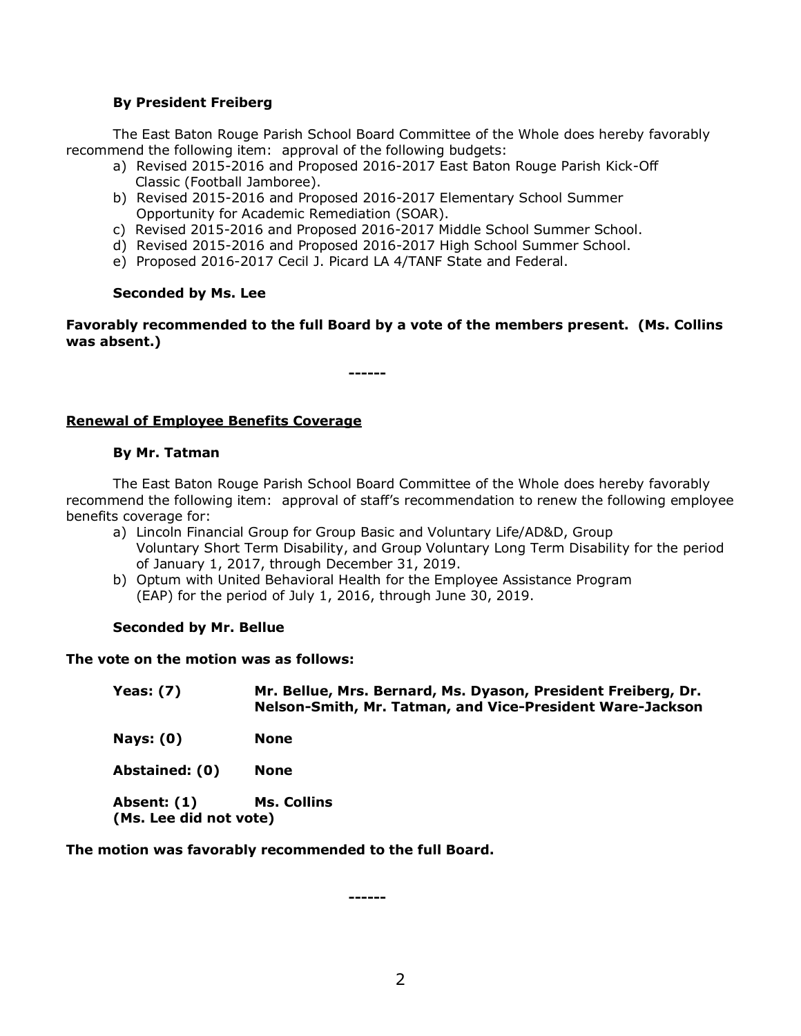**By President Freiberg**

The East Baton Rouge Parish School Board Committee of the Whole does hereby favorably recommend the following item: approval of the following budgets:

a) Revised 2015-2016 and Proposed 2016-2017 East Baton Rouge Parish Kick-Off Classic (Football Jamboree).
b) Revised 2015-2016 and Proposed 2016-2017 Elementary School Summer Opportunity for Academic Remediation (SOAR).
c) Revised 2015-2016 and Proposed 2016-2017 Middle School Summer School.
d) Revised 2015-2016 and Proposed 2016-2017 High School Summer School.
e) Proposed 2016-2017 Cecil J. Picard LA 4/TANF State and Federal.

**Seconded by Ms. Lee**

**Favorably recommended to the full Board by a vote of the members present. (Ms. Collins was absent.)**

**------**

<u>**Renewal of Employee Benefits Coverage**</u>

**By Mr. Tatman**

The East Baton Rouge Parish School Board Committee of the Whole does hereby favorably recommend the following item: approval of staff's recommendation to renew the following employee benefits coverage for:

a) Lincoln Financial Group for Group Basic and Voluntary Life/AD&D, Group Voluntary Short Term Disability, and Group Voluntary Long Term Disability for the period of January 1, 2017, through December 31, 2019.
b) Optum with United Behavioral Health for the Employee Assistance Program (EAP) for the period of July 1, 2016, through June 30, 2019.

**Seconded by Mr. Bellue**

**The vote on the motion was as follows:**

**Yeas: (7)** **Mr. Bellue, Mrs. Bernard, Ms. Dyason, President Freiberg, Dr. Nelson-Smith, Mr. Tatman, and Vice-President Ware-Jackson**

**Nays: (0)** **None**

**Abstained: (0)** **None**

**Absent: (1)** **Ms. Collins**
**(Ms. Lee did not vote)**

**The motion was favorably recommended to the full Board.**

**------**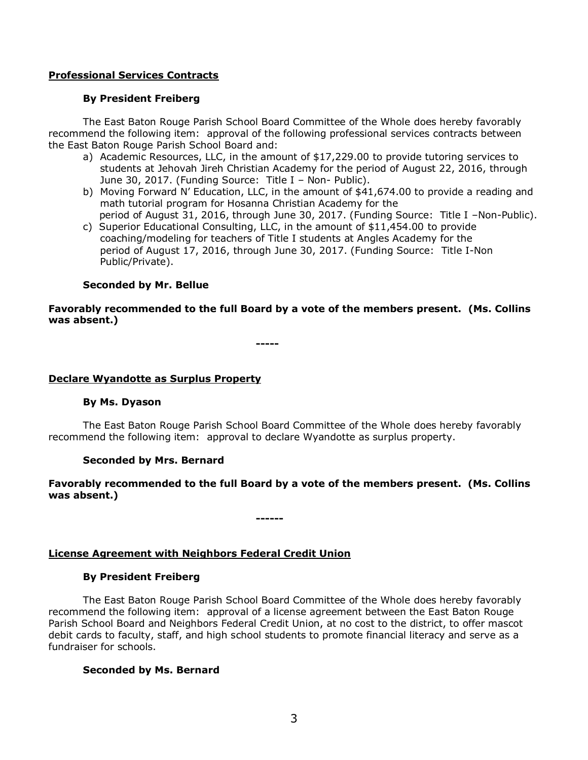**Professional Services Contracts**

**By President Freiberg**

The East Baton Rouge Parish School Board Committee of the Whole does hereby favorably recommend the following item: approval of the following professional services contracts between the East Baton Rouge Parish School Board and:

a) Academic Resources, LLC, in the amount of $17,229.00 to provide tutoring services to students at Jehovah Jireh Christian Academy for the period of August 22, 2016, through June 30, 2017. (Funding Source: Title I – Non- Public).
b) Moving Forward N' Education, LLC, in the amount of $41,674.00 to provide a reading and math tutorial program for Hosanna Christian Academy for the period of August 31, 2016, through June 30, 2017. (Funding Source: Title I –Non-Public).
c) Superior Educational Consulting, LLC, in the amount of $11,454.00 to provide coaching/modeling for teachers of Title I students at Angles Academy for the period of August 17, 2016, through June 30, 2017. (Funding Source: Title I-Non Public/Private).

**Seconded by Mr. Bellue**

**Favorably recommended to the full Board by a vote of the members present. (Ms. Collins was absent.)**

-----

**Declare Wyandotte as Surplus Property**

**By Ms. Dyason**

The East Baton Rouge Parish School Board Committee of the Whole does hereby favorably recommend the following item: approval to declare Wyandotte as surplus property.

**Seconded by Mrs. Bernard**

**Favorably recommended to the full Board by a vote of the members present. (Ms. Collins was absent.)**

------

**License Agreement with Neighbors Federal Credit Union**

**By President Freiberg**

The East Baton Rouge Parish School Board Committee of the Whole does hereby favorably recommend the following item: approval of a license agreement between the East Baton Rouge Parish School Board and Neighbors Federal Credit Union, at no cost to the district, to offer mascot debit cards to faculty, staff, and high school students to promote financial literacy and serve as a fundraiser for schools.

**Seconded by Ms. Bernard**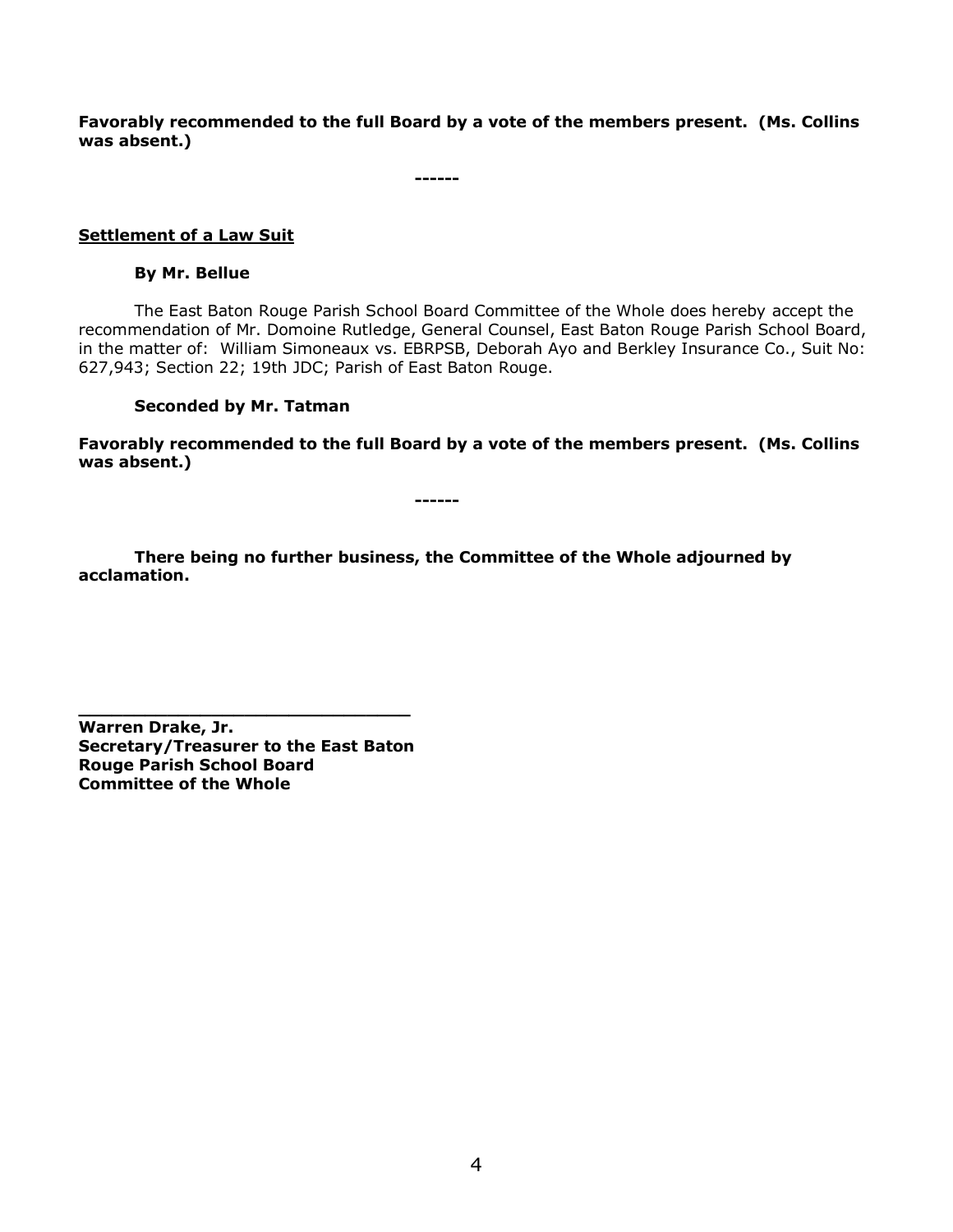**Favorably recommended to the full Board by a vote of the members present. (Ms. Collins was absent.)**

**------**

**Settlement of a Law Suit**

**By Mr. Bellue**

The East Baton Rouge Parish School Board Committee of the Whole does hereby accept the recommendation of Mr. Domoine Rutledge, General Counsel, East Baton Rouge Parish School Board, in the matter of: William Simoneaux vs. EBRPSB, Deborah Ayo and Berkley Insurance Co., Suit No: 627,943; Section 22; 19th JDC; Parish of East Baton Rouge.

**Seconded by Mr. Tatman**

**Favorably recommended to the full Board by a vote of the members present. (Ms. Collins was absent.)**

**------**

**There being no further business, the Committee of the Whole adjourned by acclamation.**

\_\_\_\_\_\_\_\_\_\_\_\_\_\_\_\_\_\_\_\_\_\_\_\_\_\_\_\_\_\_

**Warren Drake, Jr.**
**Secretary/Treasurer to the East Baton Rouge Parish School Board Committee of the Whole**